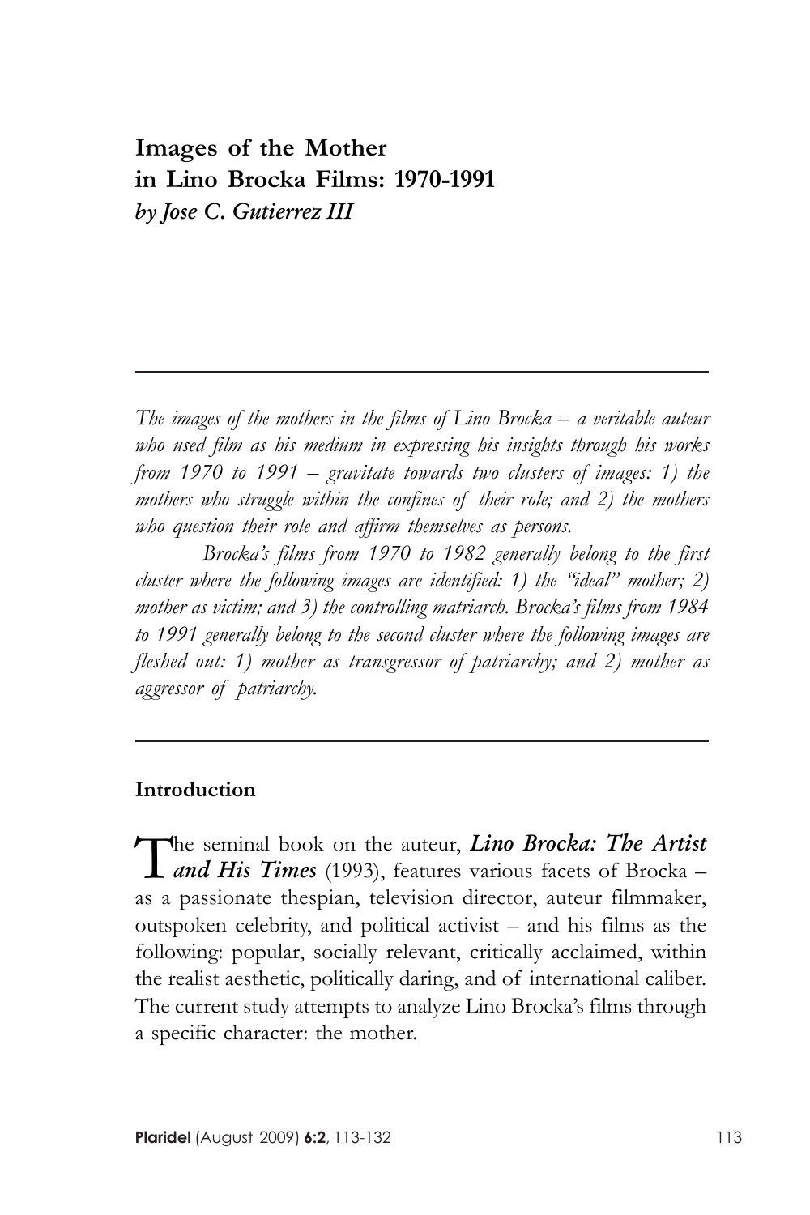# Images of the Mother in Lino Brocka Films: 1970-1991

*by Jose C. Gutierrez III*

---

*The images of the mothers in the films of Lino Brocka – a veritable auteur who used film as his medium in expressing his insights through his works from 1970 to 1991 – gravitate towards two clusters of images: 1) the mothers who struggle within the confines of their role; and 2) the mothers who question their role and affirm themselves as persons.*

*Brocka's films from 1970 to 1982 generally belong to the first cluster where the following images are identified: 1) the "ideal" mother; 2) mother as victim; and 3) the controlling matriarch. Brocka's films from 1984 to 1991 generally belong to the second cluster where the following images are fleshed out: 1) mother as transgressor of patriarchy; and 2) mother as aggressor of patriarchy.*

---

## Introduction

The seminal book on the auteur, ***Lino Brocka: The Artist and His Times*** (1993), features various facets of Brocka – as a passionate thespian, television director, auteur filmmaker, outspoken celebrity, and political activist – and his films as the following: popular, socially relevant, critically acclaimed, within the realist aesthetic, politically daring, and of international caliber. The current study attempts to analyze Lino Brocka's films through a specific character: the mother.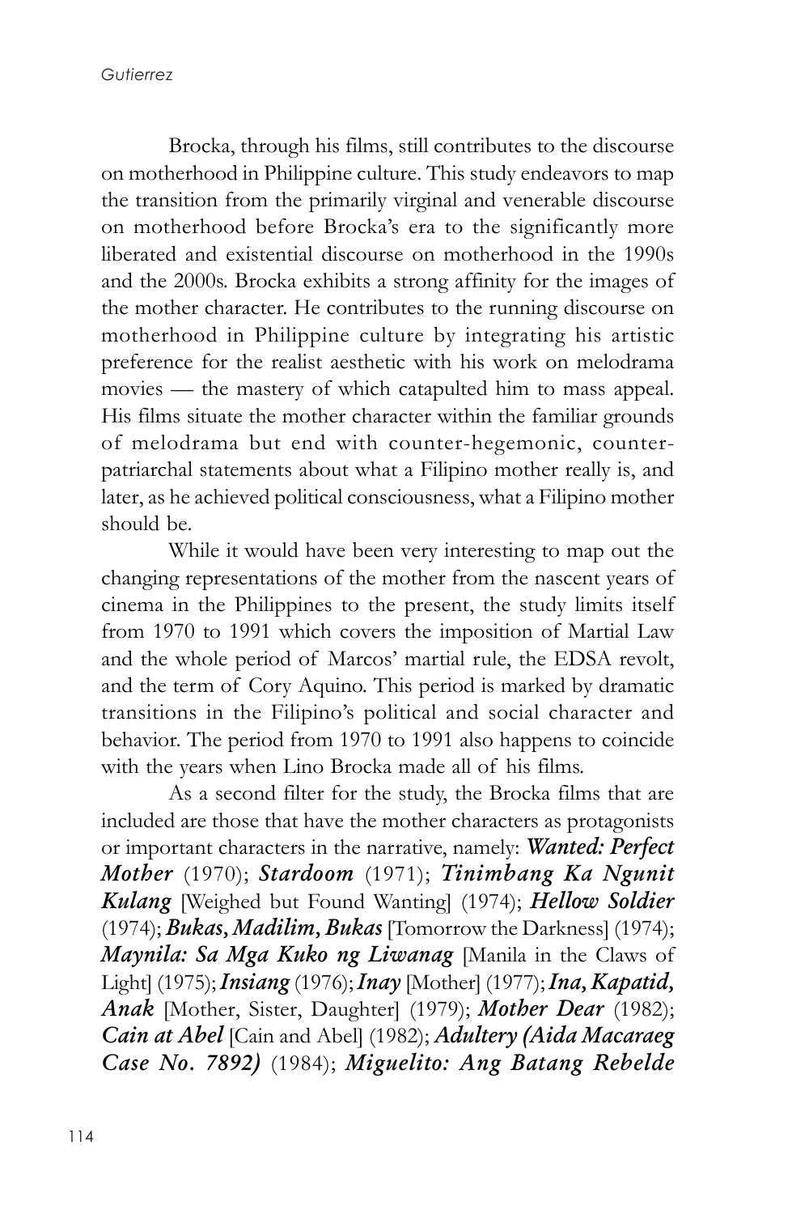Brocka, through his films, still contributes to the discourse on motherhood in Philippine culture. This study endeavors to map the transition from the primarily virginal and venerable discourse on motherhood before Brocka's era to the significantly more liberated and existential discourse on motherhood in the 1990s and the 2000s. Brocka exhibits a strong affinity for the images of the mother character. He contributes to the running discourse on motherhood in Philippine culture by integrating his artistic preference for the realist aesthetic with his work on melodrama movies — the mastery of which catapulted him to mass appeal. His films situate the mother character within the familiar grounds of melodrama but end with counter-hegemonic, counter-patriarchal statements about what a Filipino mother really is, and later, as he achieved political consciousness, what a Filipino mother should be.

While it would have been very interesting to map out the changing representations of the mother from the nascent years of cinema in the Philippines to the present, the study limits itself from 1970 to 1991 which covers the imposition of Martial Law and the whole period of Marcos' martial rule, the EDSA revolt, and the term of Cory Aquino. This period is marked by dramatic transitions in the Filipino's political and social character and behavior. The period from 1970 to 1991 also happens to coincide with the years when Lino Brocka made all of his films.

As a second filter for the study, the Brocka films that are included are those that have the mother characters as protagonists or important characters in the narrative, namely: ***Wanted: Perfect Mother*** (1970); ***Stardoom*** (1971); ***Tinimbang Ka Ngunit Kulang*** [Weighed but Found Wanting] (1974); ***Hellow Soldier*** (1974); ***Bukas, Madilim, Bukas*** [Tomorrow the Darkness] (1974); ***Maynila: Sa Mga Kuko ng Liwanag*** [Manila in the Claws of Light] (1975); ***Insiang*** (1976); ***Inay*** [Mother] (1977); ***Ina, Kapatid, Anak*** [Mother, Sister, Daughter] (1979); ***Mother Dear*** (1982); ***Cain at Abel*** [Cain and Abel] (1982); ***Adultery (Aida Macaraeg Case No. 7892)*** (1984); ***Miguelito: Ang Batang Rebelde***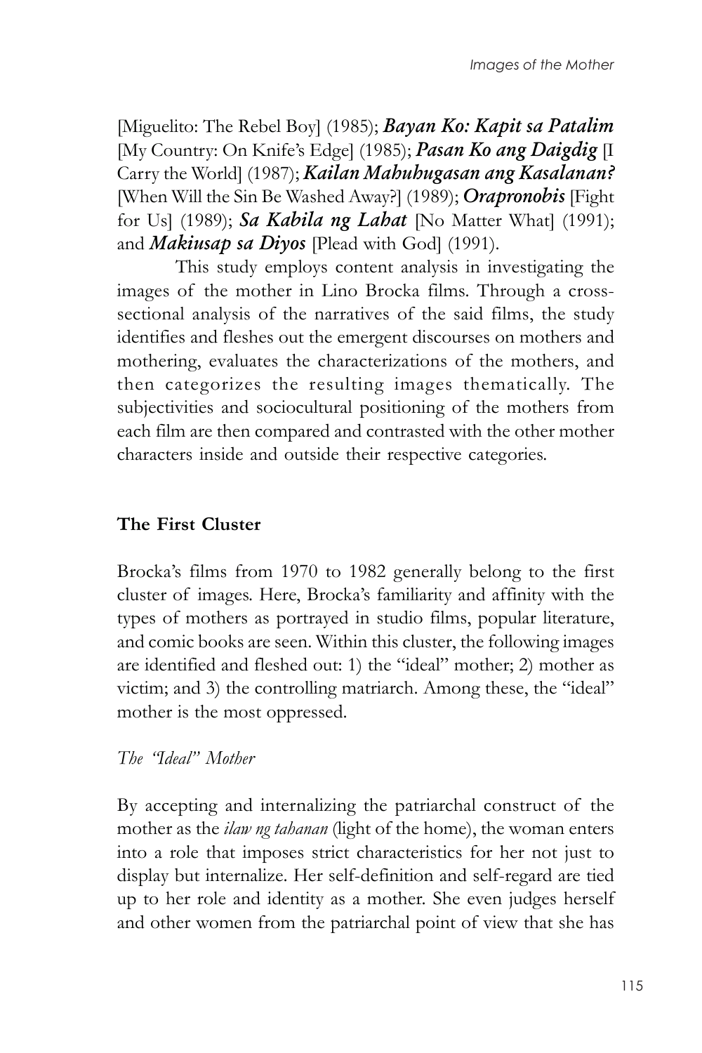[Miguelito: The Rebel Boy] (1985); ***Bayan Ko: Kapit sa Patalim*** [My Country: On Knife's Edge] (1985); ***Pasan Ko ang Daigdig*** [I Carry the World] (1987); ***Kailan Mahuhugasan ang Kasalanan?*** [When Will the Sin Be Washed Away?] (1989); ***Orapronobis*** [Fight for Us] (1989); ***Sa Kabila ng Lahat*** [No Matter What] (1991); and ***Makiusap sa Diyos*** [Plead with God] (1991).

This study employs content analysis in investigating the images of the mother in Lino Brocka films. Through a cross-sectional analysis of the narratives of the said films, the study identifies and fleshes out the emergent discourses on mothers and mothering, evaluates the characterizations of the mothers, and then categorizes the resulting images thematically. The subjectivities and sociocultural positioning of the mothers from each film are then compared and contrasted with the other mother characters inside and outside their respective categories.

## The First Cluster

Brocka's films from 1970 to 1982 generally belong to the first cluster of images. Here, Brocka's familiarity and affinity with the types of mothers as portrayed in studio films, popular literature, and comic books are seen. Within this cluster, the following images are identified and fleshed out: 1) the "ideal" mother; 2) mother as victim; and 3) the controlling matriarch. Among these, the "ideal" mother is the most oppressed.

### *The "Ideal" Mother*

By accepting and internalizing the patriarchal construct of the mother as the *ilaw ng tahanan* (light of the home), the woman enters into a role that imposes strict characteristics for her not just to display but internalize. Her self-definition and self-regard are tied up to her role and identity as a mother. She even judges herself and other women from the patriarchal point of view that she has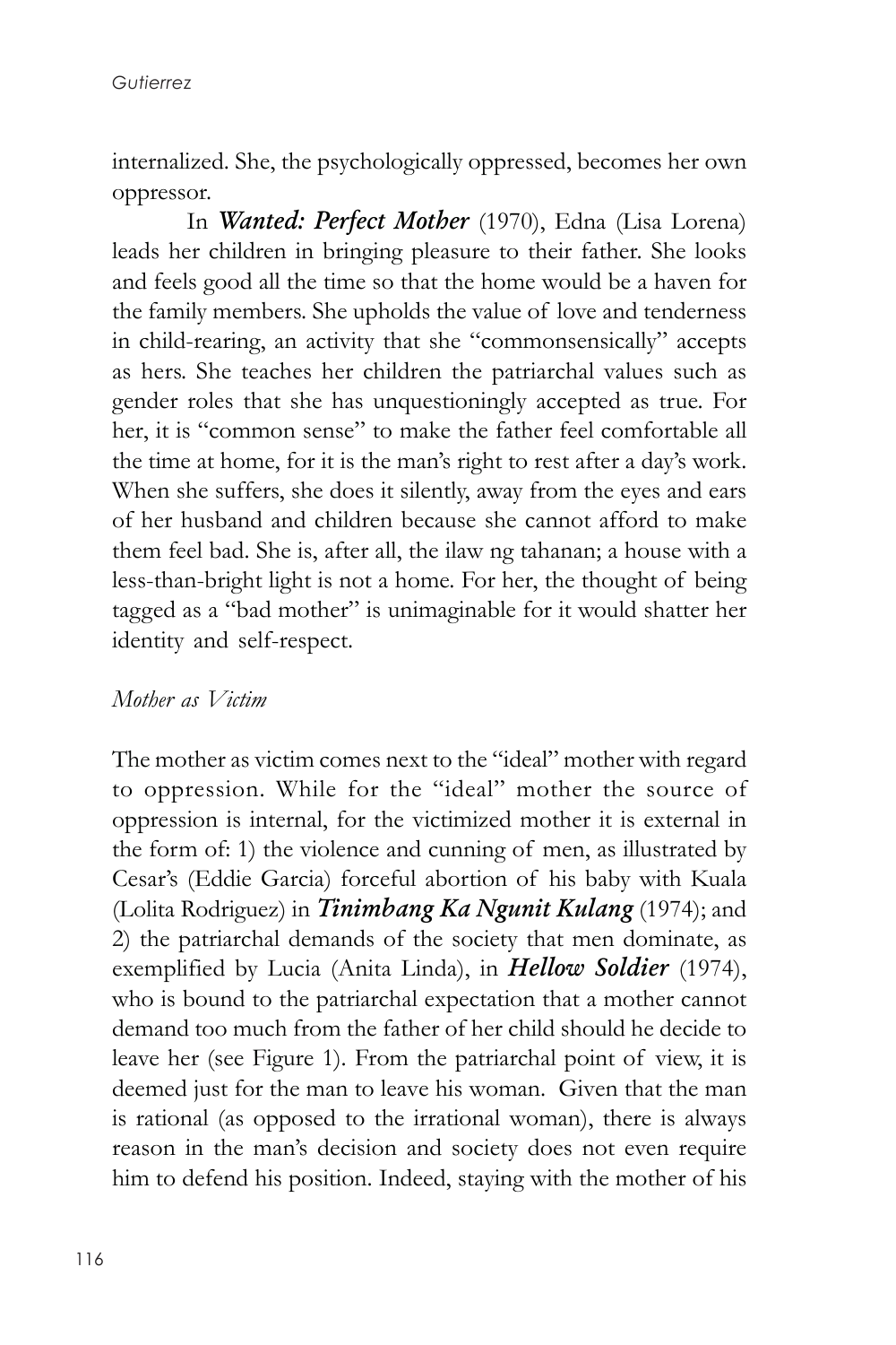internalized. She, the psychologically oppressed, becomes her own oppressor.

In ***Wanted: Perfect Mother*** (1970), Edna (Lisa Lorena) leads her children in bringing pleasure to their father. She looks and feels good all the time so that the home would be a haven for the family members. She upholds the value of love and tenderness in child-rearing, an activity that she "commonsensically" accepts as hers. She teaches her children the patriarchal values such as gender roles that she has unquestioningly accepted as true. For her, it is "common sense" to make the father feel comfortable all the time at home, for it is the man's right to rest after a day's work. When she suffers, she does it silently, away from the eyes and ears of her husband and children because she cannot afford to make them feel bad. She is, after all, the ilaw ng tahanan; a house with a less-than-bright light is not a home. For her, the thought of being tagged as a "bad mother" is unimaginable for it would shatter her identity and self-respect.

*Mother as Victim*

The mother as victim comes next to the "ideal" mother with regard to oppression. While for the "ideal" mother the source of oppression is internal, for the victimized mother it is external in the form of: 1) the violence and cunning of men, as illustrated by Cesar's (Eddie Garcia) forceful abortion of his baby with Kuala (Lolita Rodriguez) in ***Tinimbang Ka Ngunit Kulang*** (1974); and 2) the patriarchal demands of the society that men dominate, as exemplified by Lucia (Anita Linda), in ***Hellow Soldier*** (1974), who is bound to the patriarchal expectation that a mother cannot demand too much from the father of her child should he decide to leave her (see Figure 1). From the patriarchal point of view, it is deemed just for the man to leave his woman. Given that the man is rational (as opposed to the irrational woman), there is always reason in the man's decision and society does not even require him to defend his position. Indeed, staying with the mother of his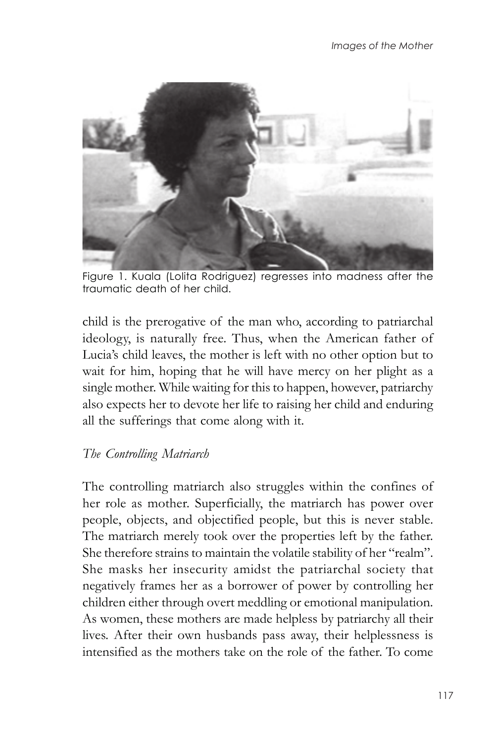Figure 1. Kuala (Lolita Rodriguez) regresses into madness after the traumatic death of her child.

child is the prerogative of the man who, according to patriarchal ideology, is naturally free. Thus, when the American father of Lucia's child leaves, the mother is left with no other option but to wait for him, hoping that he will have mercy on her plight as a single mother. While waiting for this to happen, however, patriarchy also expects her to devote her life to raising her child and enduring all the sufferings that come along with it.

*The Controlling Matriarch*

The controlling matriarch also struggles within the confines of her role as mother. Superficially, the matriarch has power over people, objects, and objectified people, but this is never stable. The matriarch merely took over the properties left by the father. She therefore strains to maintain the volatile stability of her "realm". She masks her insecurity amidst the patriarchal society that negatively frames her as a borrower of power by controlling her children either through overt meddling or emotional manipulation. As women, these mothers are made helpless by patriarchy all their lives. After their own husbands pass away, their helplessness is intensified as the mothers take on the role of the father. To come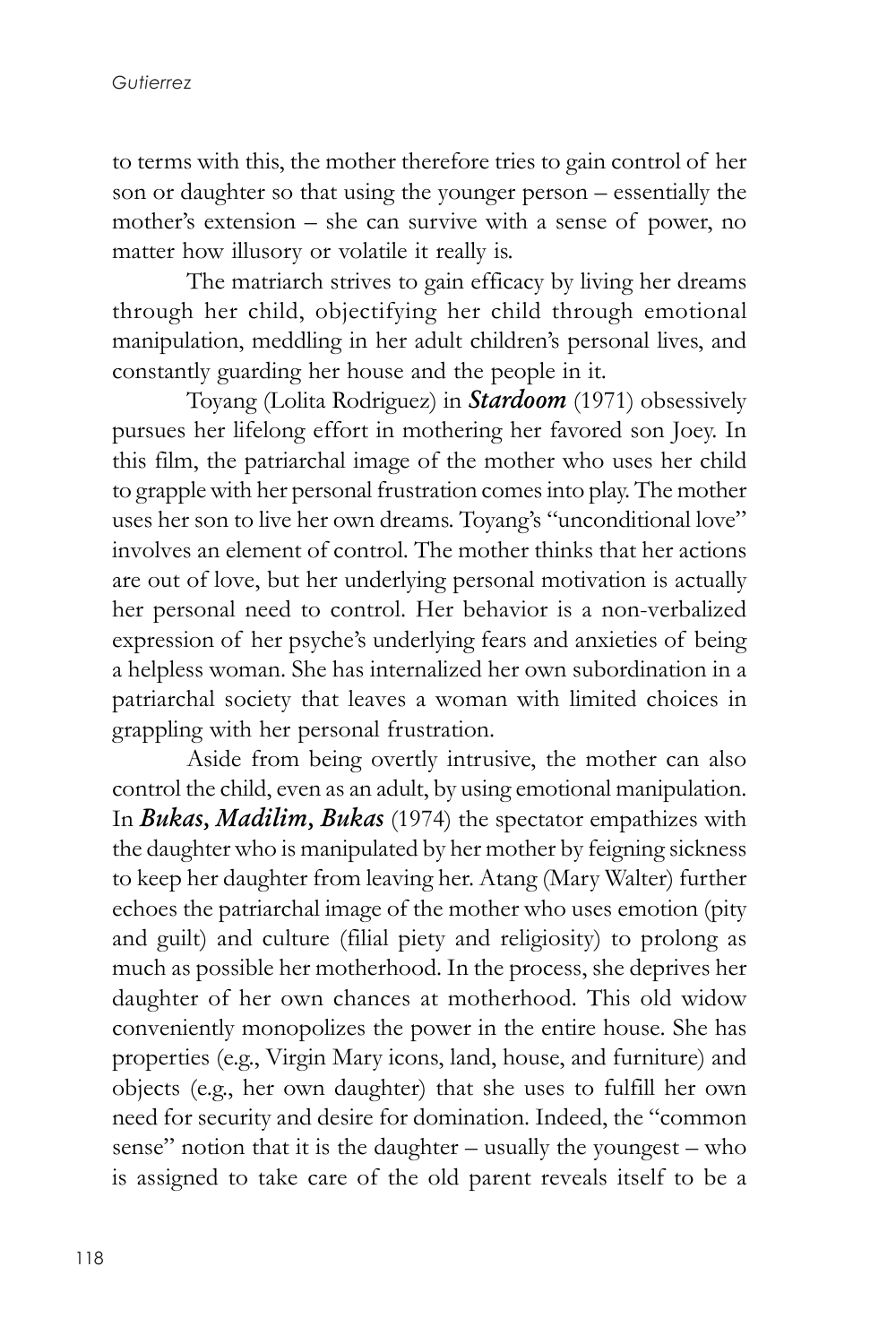to terms with this, the mother therefore tries to gain control of her son or daughter so that using the younger person – essentially the mother's extension – she can survive with a sense of power, no matter how illusory or volatile it really is.

The matriarch strives to gain efficacy by living her dreams through her child, objectifying her child through emotional manipulation, meddling in her adult children's personal lives, and constantly guarding her house and the people in it.

Toyang (Lolita Rodriguez) in ***Stardoom*** (1971) obsessively pursues her lifelong effort in mothering her favored son Joey. In this film, the patriarchal image of the mother who uses her child to grapple with her personal frustration comes into play. The mother uses her son to live her own dreams. Toyang's "unconditional love" involves an element of control. The mother thinks that her actions are out of love, but her underlying personal motivation is actually her personal need to control. Her behavior is a non-verbalized expression of her psyche's underlying fears and anxieties of being a helpless woman. She has internalized her own subordination in a patriarchal society that leaves a woman with limited choices in grappling with her personal frustration.

Aside from being overtly intrusive, the mother can also control the child, even as an adult, by using emotional manipulation. In ***Bukas, Madilim, Bukas*** (1974) the spectator empathizes with the daughter who is manipulated by her mother by feigning sickness to keep her daughter from leaving her. Atang (Mary Walter) further echoes the patriarchal image of the mother who uses emotion (pity and guilt) and culture (filial piety and religiosity) to prolong as much as possible her motherhood. In the process, she deprives her daughter of her own chances at motherhood. This old widow conveniently monopolizes the power in the entire house. She has properties (e.g., Virgin Mary icons, land, house, and furniture) and objects (e.g., her own daughter) that she uses to fulfill her own need for security and desire for domination. Indeed, the "common sense" notion that it is the daughter – usually the youngest – who is assigned to take care of the old parent reveals itself to be a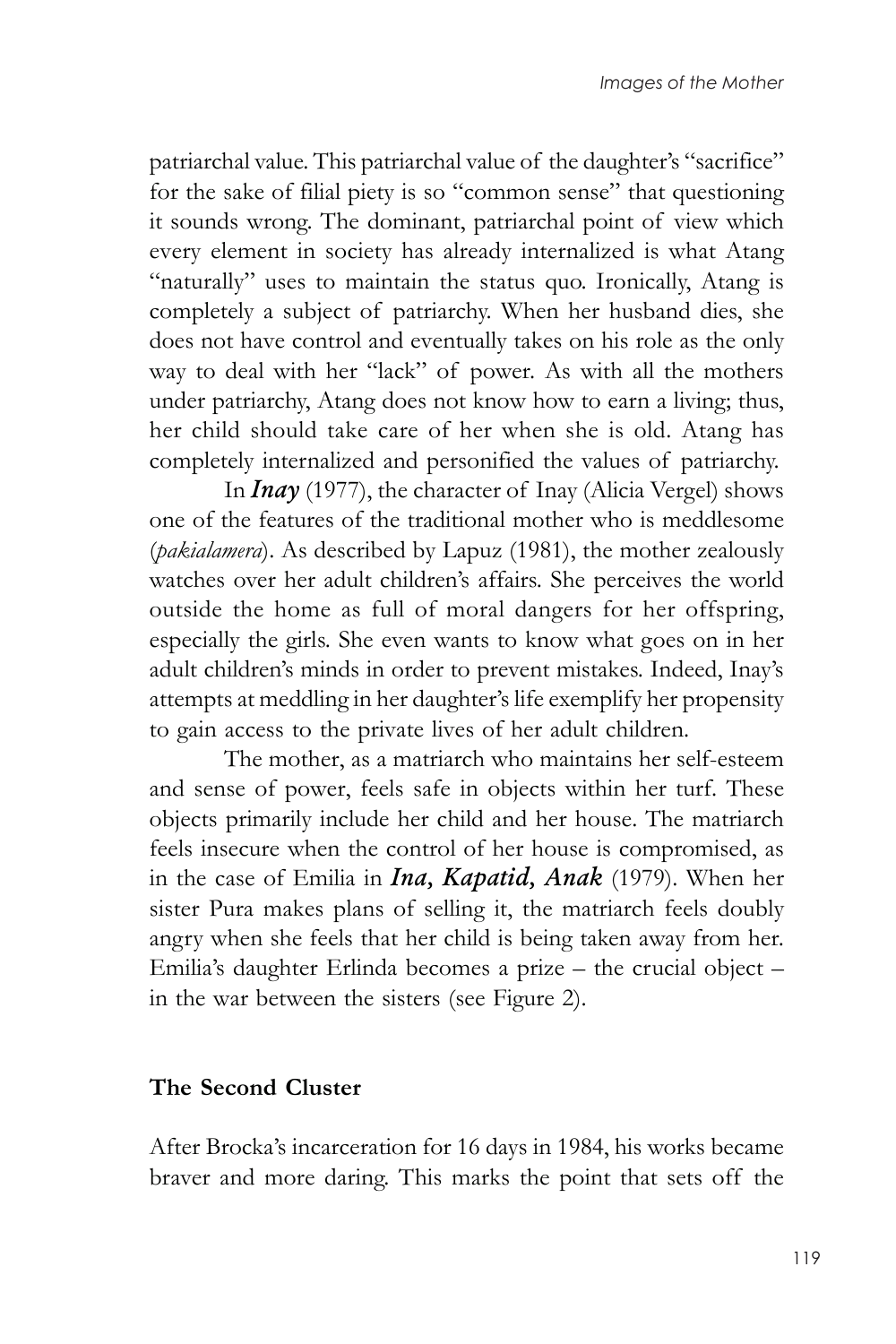patriarchal value. This patriarchal value of the daughter's "sacrifice" for the sake of filial piety is so "common sense" that questioning it sounds wrong. The dominant, patriarchal point of view which every element in society has already internalized is what Atang "naturally" uses to maintain the status quo. Ironically, Atang is completely a subject of patriarchy. When her husband dies, she does not have control and eventually takes on his role as the only way to deal with her "lack" of power. As with all the mothers under patriarchy, Atang does not know how to earn a living; thus, her child should take care of her when she is old. Atang has completely internalized and personified the values of patriarchy.

In ***Inay*** (1977), the character of Inay (Alicia Vergel) shows one of the features of the traditional mother who is meddlesome (*pakialamera*). As described by Lapuz (1981), the mother zealously watches over her adult children's affairs. She perceives the world outside the home as full of moral dangers for her offspring, especially the girls. She even wants to know what goes on in her adult children's minds in order to prevent mistakes. Indeed, Inay's attempts at meddling in her daughter's life exemplify her propensity to gain access to the private lives of her adult children.

The mother, as a matriarch who maintains her self-esteem and sense of power, feels safe in objects within her turf. These objects primarily include her child and her house. The matriarch feels insecure when the control of her house is compromised, as in the case of Emilia in ***Ina, Kapatid, Anak*** (1979). When her sister Pura makes plans of selling it, the matriarch feels doubly angry when she feels that her child is being taken away from her. Emilia's daughter Erlinda becomes a prize – the crucial object – in the war between the sisters (see Figure 2).

## The Second Cluster

After Brocka's incarceration for 16 days in 1984, his works became braver and more daring. This marks the point that sets off the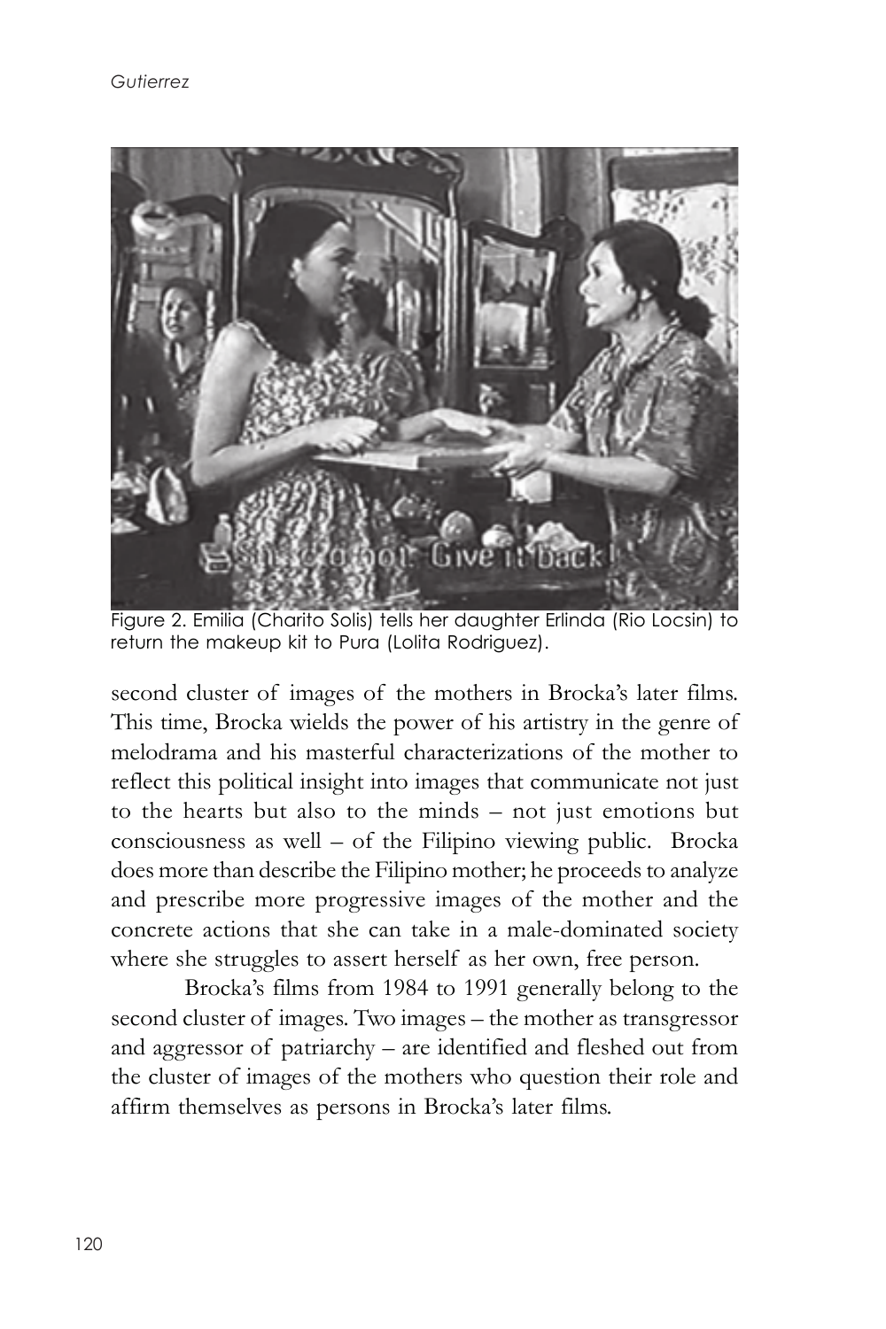Figure 2. Emilia (Charito Solis) tells her daughter Erlinda (Rio Locsin) to return the makeup kit to Pura (Lolita Rodriguez).

second cluster of images of the mothers in Brocka's later films. This time, Brocka wields the power of his artistry in the genre of melodrama and his masterful characterizations of the mother to reflect this political insight into images that communicate not just to the hearts but also to the minds – not just emotions but consciousness as well – of the Filipino viewing public. Brocka does more than describe the Filipino mother; he proceeds to analyze and prescribe more progressive images of the mother and the concrete actions that she can take in a male-dominated society where she struggles to assert herself as her own, free person.

Brocka's films from 1984 to 1991 generally belong to the second cluster of images. Two images – the mother as transgressor and aggressor of patriarchy – are identified and fleshed out from the cluster of images of the mothers who question their role and affirm themselves as persons in Brocka's later films.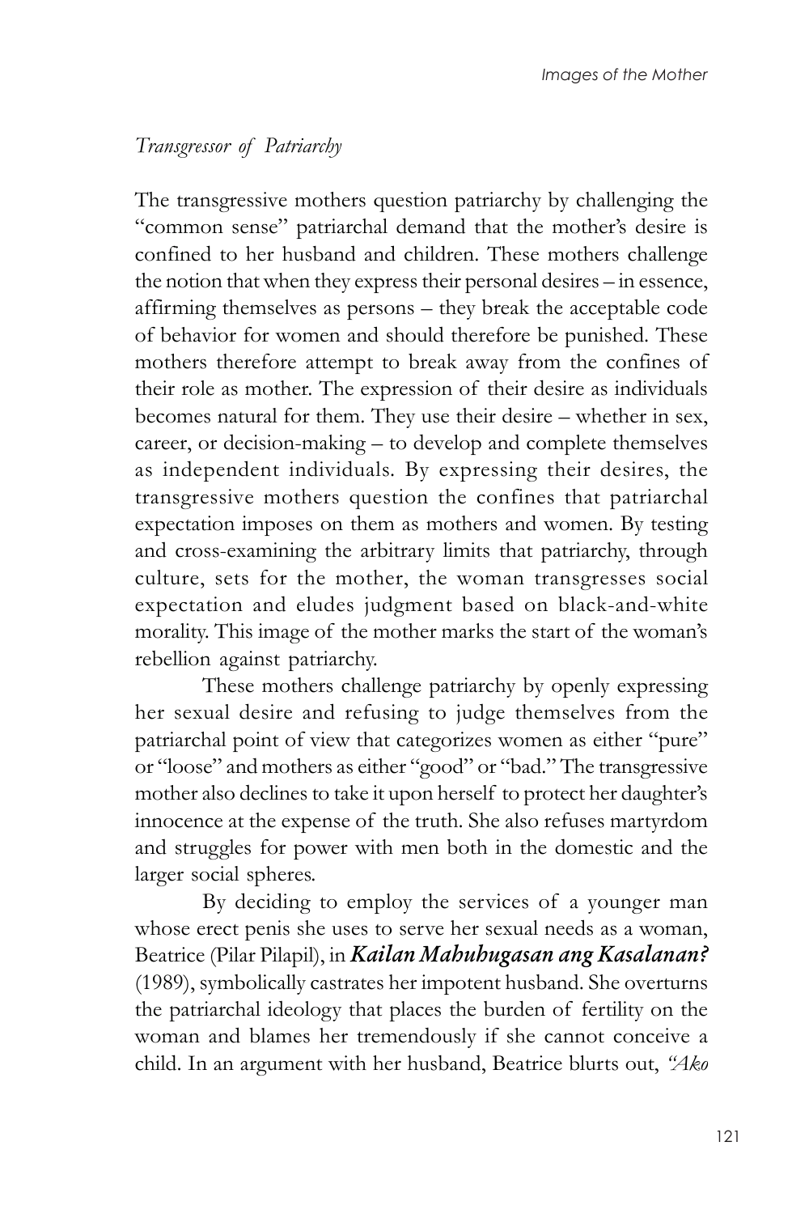*Transgressor of Patriarchy*

The transgressive mothers question patriarchy by challenging the "common sense" patriarchal demand that the mother's desire is confined to her husband and children. These mothers challenge the notion that when they express their personal desires – in essence, affirming themselves as persons – they break the acceptable code of behavior for women and should therefore be punished. These mothers therefore attempt to break away from the confines of their role as mother. The expression of their desire as individuals becomes natural for them. They use their desire – whether in sex, career, or decision-making – to develop and complete themselves as independent individuals. By expressing their desires, the transgressive mothers question the confines that patriarchal expectation imposes on them as mothers and women. By testing and cross-examining the arbitrary limits that patriarchy, through culture, sets for the mother, the woman transgresses social expectation and eludes judgment based on black-and-white morality. This image of the mother marks the start of the woman's rebellion against patriarchy.

These mothers challenge patriarchy by openly expressing her sexual desire and refusing to judge themselves from the patriarchal point of view that categorizes women as either "pure" or "loose" and mothers as either "good" or "bad." The transgressive mother also declines to take it upon herself to protect her daughter's innocence at the expense of the truth. She also refuses martyrdom and struggles for power with men both in the domestic and the larger social spheres.

By deciding to employ the services of a younger man whose erect penis she uses to serve her sexual needs as a woman, Beatrice (Pilar Pilapil), in ***Kailan Mahuhugasan ang Kasalanan?*** (1989), symbolically castrates her impotent husband. She overturns the patriarchal ideology that places the burden of fertility on the woman and blames her tremendously if she cannot conceive a child. In an argument with her husband, Beatrice blurts out, *"Ako*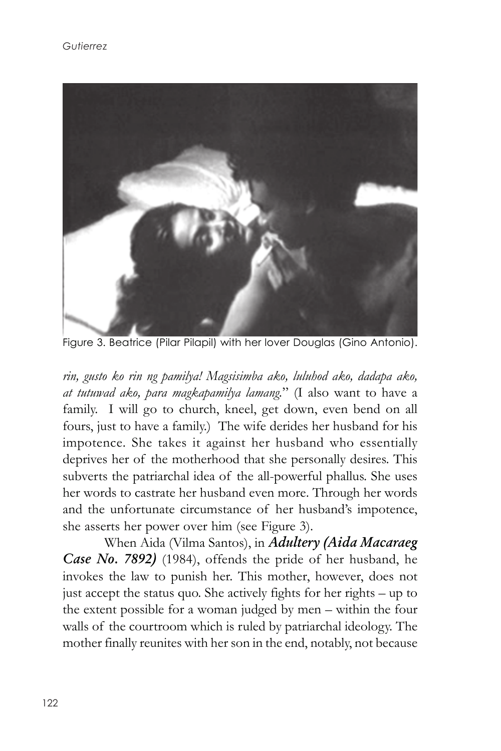Figure 3. Beatrice (Pilar Pilapil) with her lover Douglas (Gino Antonio).

*rin, gusto ko rin ng pamilya! Magsisimba ako, luluhod ako, dadapa ako, at tutuwad ako, para magkapamilya lamang.*" (I also want to have a family. I will go to church, kneel, get down, even bend on all fours, just to have a family.) The wife derides her husband for his impotence. She takes it against her husband who essentially deprives her of the motherhood that she personally desires. This subverts the patriarchal idea of the all-powerful phallus. She uses her words to castrate her husband even more. Through her words and the unfortunate circumstance of her husband's impotence, she asserts her power over him (see Figure 3).

When Aida (Vilma Santos), in ***Adultery (Aida Macaraeg Case No. 7892)*** (1984), offends the pride of her husband, he invokes the law to punish her. This mother, however, does not just accept the status quo. She actively fights for her rights – up to the extent possible for a woman judged by men – within the four walls of the courtroom which is ruled by patriarchal ideology. The mother finally reunites with her son in the end, notably, not because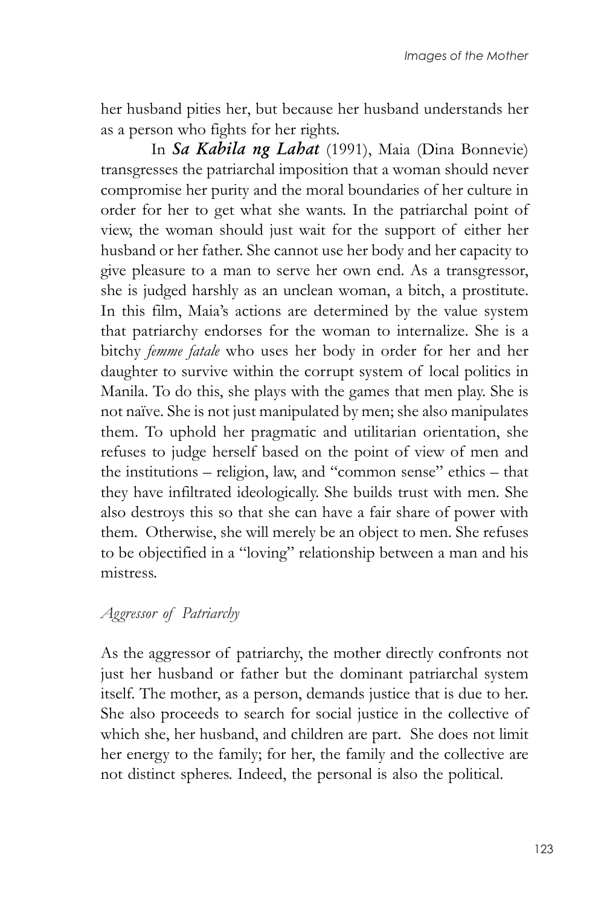her husband pities her, but because her husband understands her as a person who fights for her rights.

In ***Sa Kabila ng Lahat*** (1991), Maia (Dina Bonnevie) transgresses the patriarchal imposition that a woman should never compromise her purity and the moral boundaries of her culture in order for her to get what she wants. In the patriarchal point of view, the woman should just wait for the support of either her husband or her father. She cannot use her body and her capacity to give pleasure to a man to serve her own end. As a transgressor, she is judged harshly as an unclean woman, a bitch, a prostitute. In this film, Maia's actions are determined by the value system that patriarchy endorses for the woman to internalize. She is a bitchy *femme fatale* who uses her body in order for her and her daughter to survive within the corrupt system of local politics in Manila. To do this, she plays with the games that men play. She is not naïve. She is not just manipulated by men; she also manipulates them. To uphold her pragmatic and utilitarian orientation, she refuses to judge herself based on the point of view of men and the institutions – religion, law, and "common sense" ethics – that they have infiltrated ideologically. She builds trust with men. She also destroys this so that she can have a fair share of power with them. Otherwise, she will merely be an object to men. She refuses to be objectified in a "loving" relationship between a man and his mistress.

*Aggressor of Patriarchy*

As the aggressor of patriarchy, the mother directly confronts not just her husband or father but the dominant patriarchal system itself. The mother, as a person, demands justice that is due to her. She also proceeds to search for social justice in the collective of which she, her husband, and children are part. She does not limit her energy to the family; for her, the family and the collective are not distinct spheres. Indeed, the personal is also the political.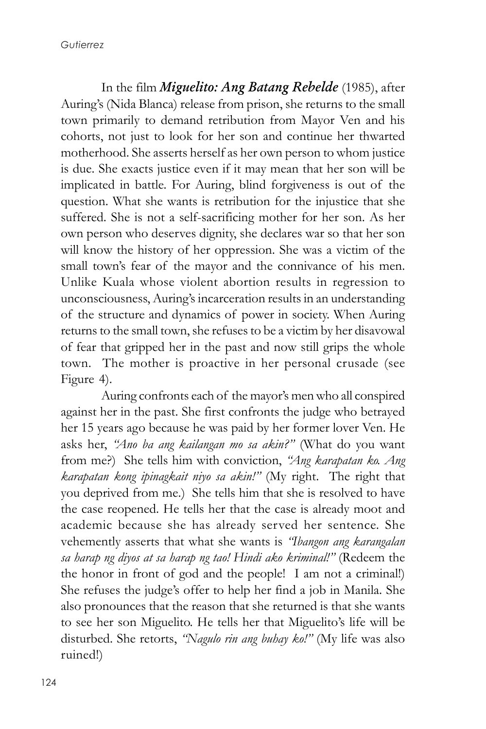In the film ***Miguelito: Ang Batang Rebelde*** (1985), after Auring's (Nida Blanca) release from prison, she returns to the small town primarily to demand retribution from Mayor Ven and his cohorts, not just to look for her son and continue her thwarted motherhood. She asserts herself as her own person to whom justice is due. She exacts justice even if it may mean that her son will be implicated in battle. For Auring, blind forgiveness is out of the question. What she wants is retribution for the injustice that she suffered. She is not a self-sacrificing mother for her son. As her own person who deserves dignity, she declares war so that her son will know the history of her oppression. She was a victim of the small town's fear of the mayor and the connivance of his men. Unlike Kuala whose violent abortion results in regression to unconsciousness, Auring's incarceration results in an understanding of the structure and dynamics of power in society. When Auring returns to the small town, she refuses to be a victim by her disavowal of fear that gripped her in the past and now still grips the whole town. The mother is proactive in her personal crusade (see Figure 4).

Auring confronts each of the mayor's men who all conspired against her in the past. She first confronts the judge who betrayed her 15 years ago because he was paid by her former lover Ven. He asks her, *"Ano ba ang kailangan mo sa akin?"* (What do you want from me?) She tells him with conviction, *"Ang karapatan ko. Ang karapatan kong ipinagkait niyo sa akin!"* (My right. The right that you deprived from me.) She tells him that she is resolved to have the case reopened. He tells her that the case is already moot and academic because she has already served her sentence. She vehemently asserts that what she wants is *"Ibangon ang karangalan sa harap ng diyos at sa harap ng tao! Hindi ako kriminal!"* (Redeem the the honor in front of god and the people! I am not a criminal!) She refuses the judge's offer to help her find a job in Manila. She also pronounces that the reason that she returned is that she wants to see her son Miguelito. He tells her that Miguelito's life will be disturbed. She retorts, *"Nagulo rin ang buhay ko!"* (My life was also ruined!)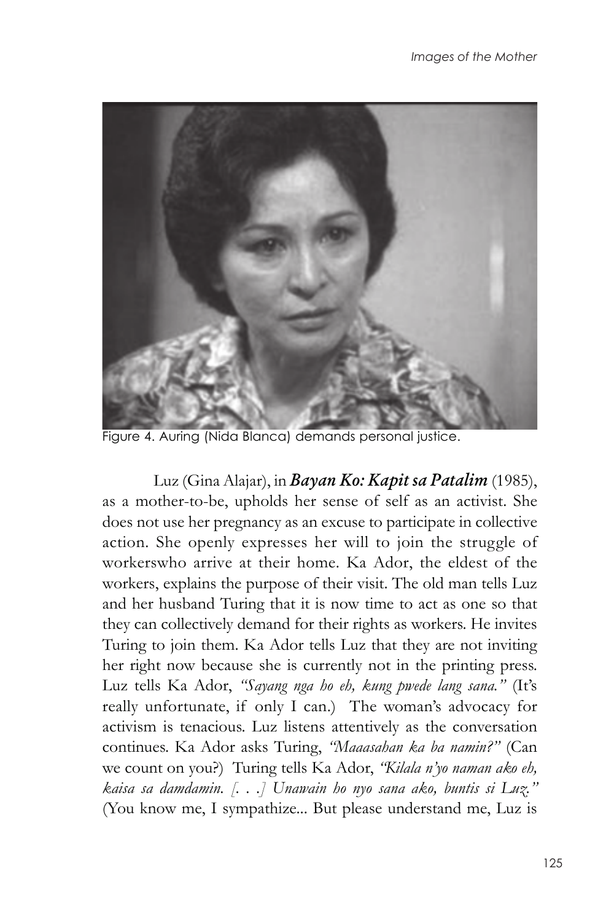Figure 4. Auring (Nida Blanca) demands personal justice.

Luz (Gina Alajar), in ***Bayan Ko: Kapit sa Patalim*** (1985), as a mother-to-be, upholds her sense of self as an activist. She does not use her pregnancy as an excuse to participate in collective action. She openly expresses her will to join the struggle of workerswho arrive at their home. Ka Ador, the eldest of the workers, explains the purpose of their visit. The old man tells Luz and her husband Turing that it is now time to act as one so that they can collectively demand for their rights as workers. He invites Turing to join them. Ka Ador tells Luz that they are not inviting her right now because she is currently not in the printing press. Luz tells Ka Ador, *"Sayang nga ho eh, kung pwede lang sana."* (It's really unfortunate, if only I can.) The woman's advocacy for activism is tenacious. Luz listens attentively as the conversation continues. Ka Ador asks Turing, *"Maaasahan ka ba namin?"* (Can we count on you?) Turing tells Ka Ador, *"Kilala n'yo naman ako eh, kaisa sa damdamin. [. . .] Unawain ho nyo sana ako, buntis si Luz."* (You know me, I sympathize... But please understand me, Luz is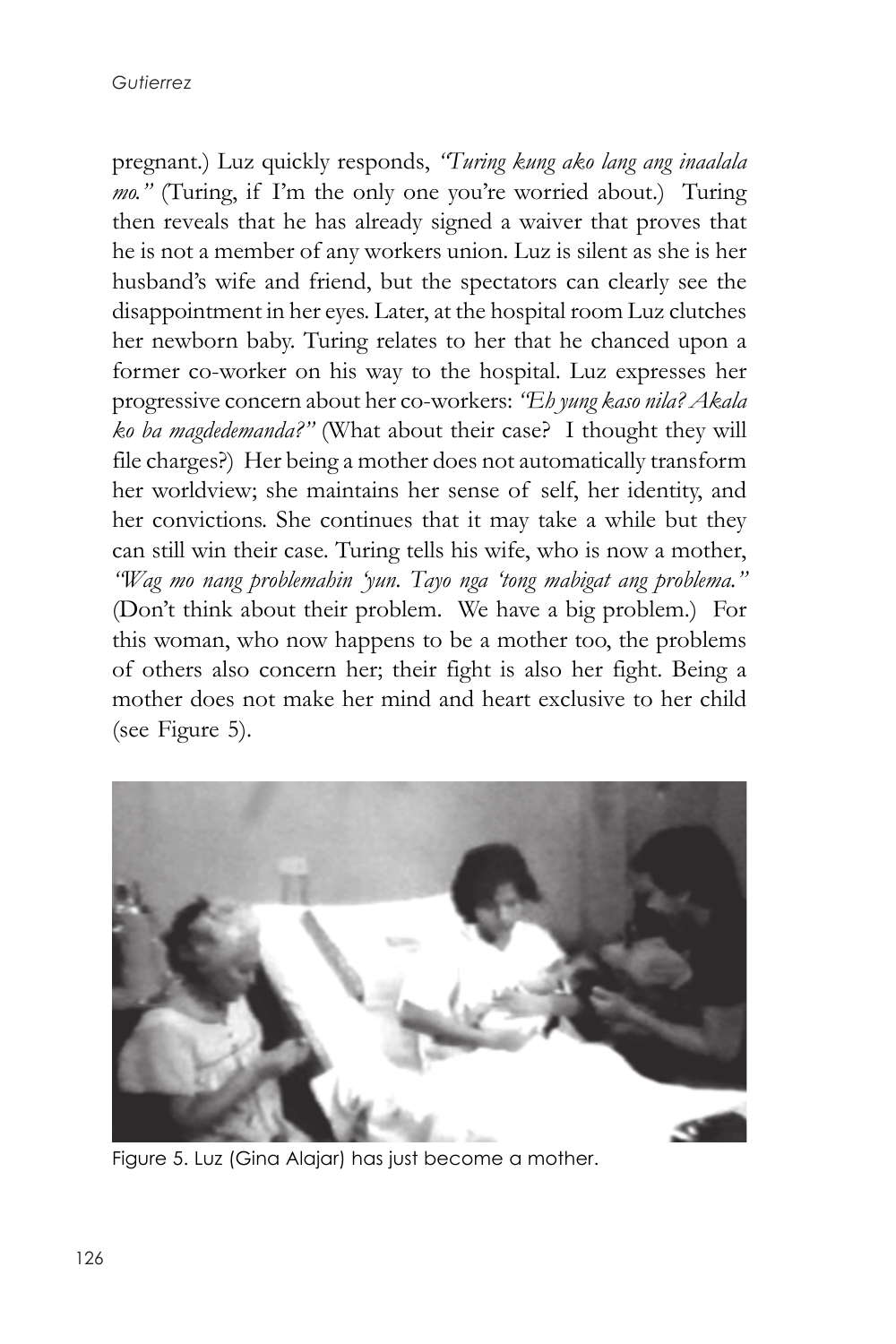pregnant.) Luz quickly responds, *"Turing kung ako lang ang inaalala mo."* (Turing, if I'm the only one you're worried about.) Turing then reveals that he has already signed a waiver that proves that he is not a member of any workers union. Luz is silent as she is her husband's wife and friend, but the spectators can clearly see the disappointment in her eyes. Later, at the hospital room Luz clutches her newborn baby. Turing relates to her that he chanced upon a former co-worker on his way to the hospital. Luz expresses her progressive concern about her co-workers: *"Eh yung kaso nila? Akala ko ba magdedemanda?"* (What about their case? I thought they will file charges?) Her being a mother does not automatically transform her worldview; she maintains her sense of self, her identity, and her convictions. She continues that it may take a while but they can still win their case. Turing tells his wife, who is now a mother, *"Wag mo nang problemahin 'yun. Tayo nga 'tong mabigat ang problema."* (Don't think about their problem. We have a big problem.) For this woman, who now happens to be a mother too, the problems of others also concern her; their fight is also her fight. Being a mother does not make her mind and heart exclusive to her child (see Figure 5).

Figure 5. Luz (Gina Alajar) has just become a mother.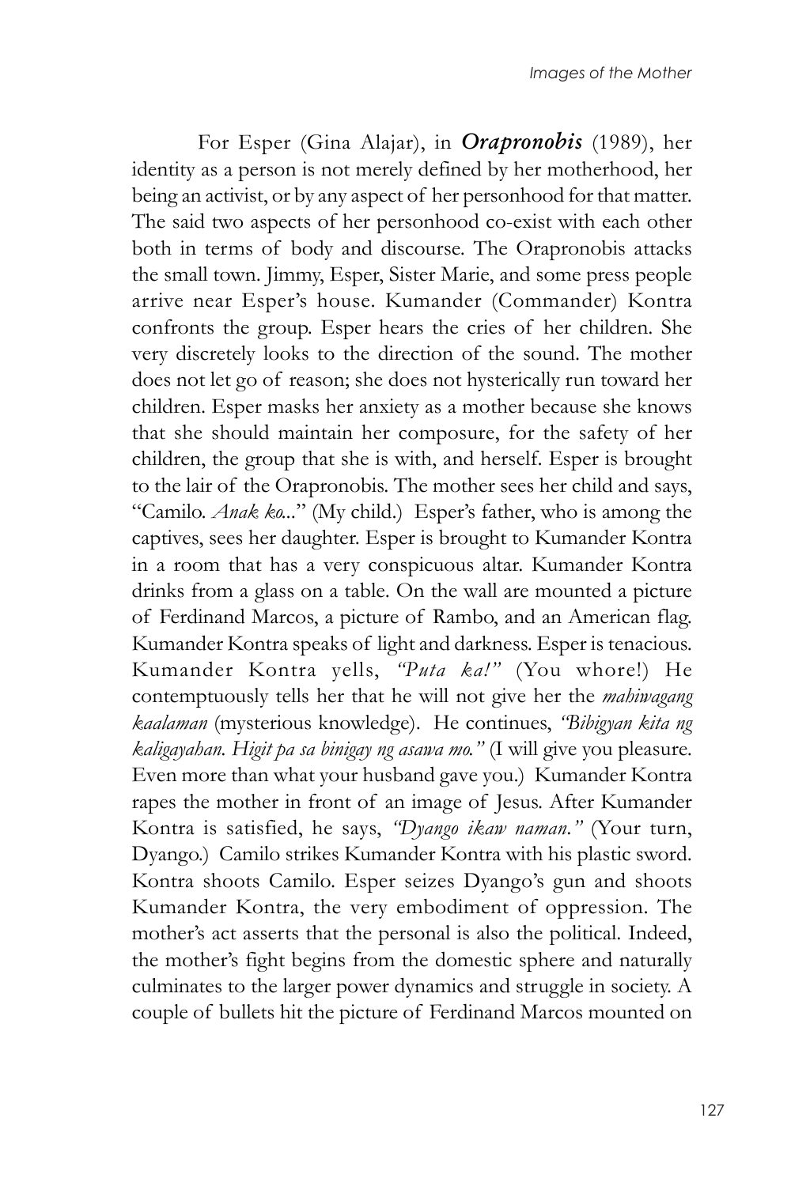For Esper (Gina Alajar), in ***Orapronobis*** (1989), her identity as a person is not merely defined by her motherhood, her being an activist, or by any aspect of her personhood for that matter. The said two aspects of her personhood co-exist with each other both in terms of body and discourse. The Orapronobis attacks the small town. Jimmy, Esper, Sister Marie, and some press people arrive near Esper's house. Kumander (Commander) Kontra confronts the group. Esper hears the cries of her children. She very discretely looks to the direction of the sound. The mother does not let go of reason; she does not hysterically run toward her children. Esper masks her anxiety as a mother because she knows that she should maintain her composure, for the safety of her children, the group that she is with, and herself. Esper is brought to the lair of the Orapronobis. The mother sees her child and says, "Camilo. *Anak ko*..." (My child.) Esper's father, who is among the captives, sees her daughter. Esper is brought to Kumander Kontra in a room that has a very conspicuous altar. Kumander Kontra drinks from a glass on a table. On the wall are mounted a picture of Ferdinand Marcos, a picture of Rambo, and an American flag. Kumander Kontra speaks of light and darkness. Esper is tenacious. Kumander Kontra yells, *"Puta ka!"* (You whore!) He contemptuously tells her that he will not give her the *mahiwagang kaalaman* (mysterious knowledge). He continues, *"Bibigyan kita ng kaligayahan. Higit pa sa binigay ng asawa mo."* (I will give you pleasure. Even more than what your husband gave you.) Kumander Kontra rapes the mother in front of an image of Jesus. After Kumander Kontra is satisfied, he says, *"Dyango ikaw naman."* (Your turn, Dyango.) Camilo strikes Kumander Kontra with his plastic sword. Kontra shoots Camilo. Esper seizes Dyango's gun and shoots Kumander Kontra, the very embodiment of oppression. The mother's act asserts that the personal is also the political. Indeed, the mother's fight begins from the domestic sphere and naturally culminates to the larger power dynamics and struggle in society. A couple of bullets hit the picture of Ferdinand Marcos mounted on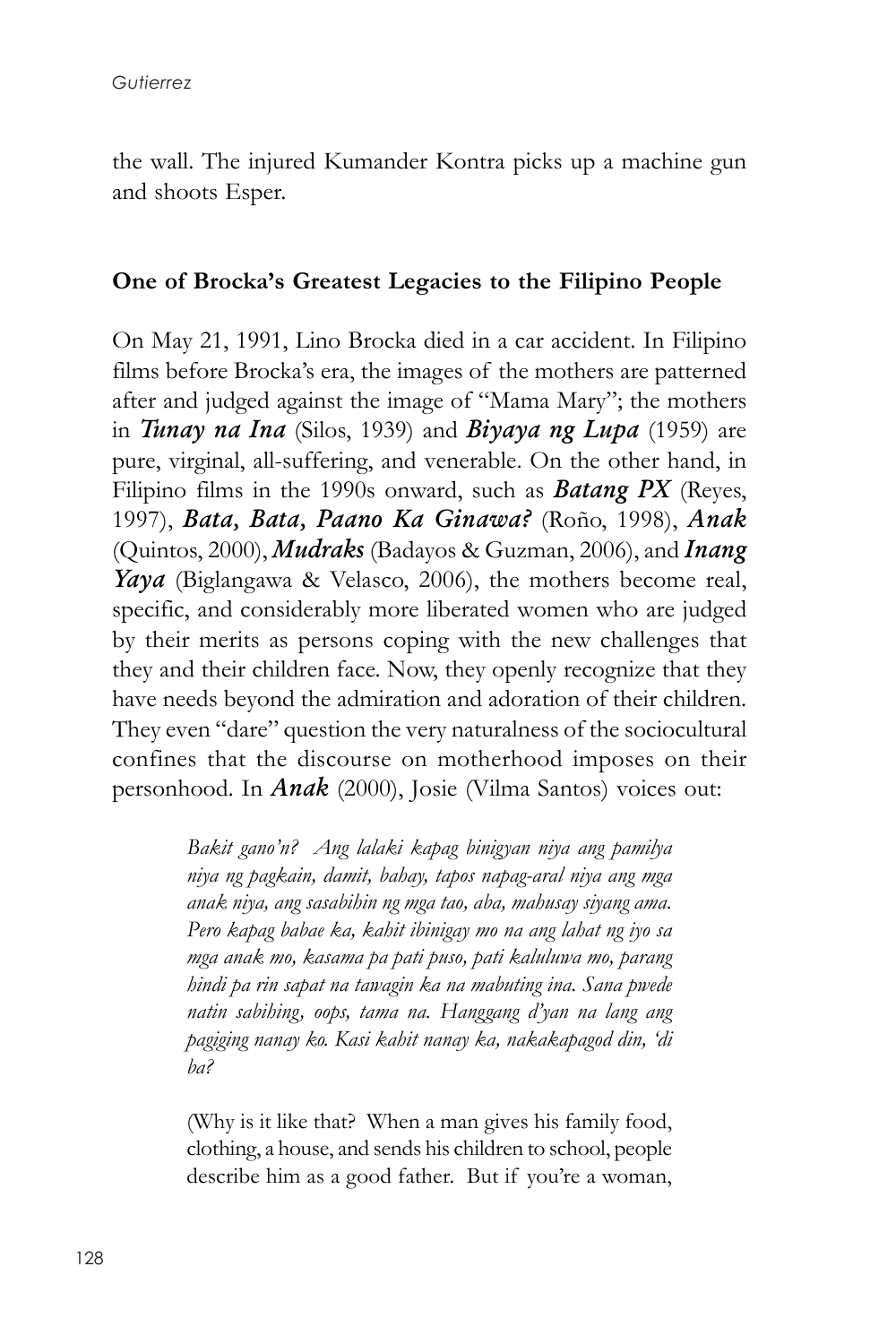the wall. The injured Kumander Kontra picks up a machine gun and shoots Esper.

## One of Brocka's Greatest Legacies to the Filipino People

On May 21, 1991, Lino Brocka died in a car accident. In Filipino films before Brocka's era, the images of the mothers are patterned after and judged against the image of "Mama Mary"; the mothers in ***Tunay na Ina*** (Silos, 1939) and ***Biyaya ng Lupa*** (1959) are pure, virginal, all-suffering, and venerable. On the other hand, in Filipino films in the 1990s onward, such as ***Batang PX*** (Reyes, 1997), ***Bata, Bata, Paano Ka Ginawa?*** (Roño, 1998), ***Anak*** (Quintos, 2000), ***Mudraks*** (Badayos & Guzman, 2006), and ***Inang Yaya*** (Biglangawa & Velasco, 2006), the mothers become real, specific, and considerably more liberated women who are judged by their merits as persons coping with the new challenges that they and their children face. Now, they openly recognize that they have needs beyond the admiration and adoration of their children. They even "dare" question the very naturalness of the sociocultural confines that the discourse on motherhood imposes on their personhood. In ***Anak*** (2000), Josie (Vilma Santos) voices out:

> *Bakit gano'n? Ang lalaki kapag binigyan niya ang pamilya niya ng pagkain, damit, bahay, tapos napag-aral niya ang mga anak niya, ang sasabihin ng mga tao, aba, mahusay siyang ama. Pero kapag babae ka, kahit ibinigay mo na ang lahat ng iyo sa mga anak mo, kasama pa pati puso, pati kaluluwa mo, parang hindi pa rin sapat na tawagin ka na mabuting ina. Sana pwede natin sabihing, oops, tama na. Hanggang d'yan na lang ang pagiging nanay ko. Kasi kahit nanay ka, nakakapagod din, 'di ba?*
>
> (Why is it like that? When a man gives his family food, clothing, a house, and sends his children to school, people describe him as a good father. But if you're a woman,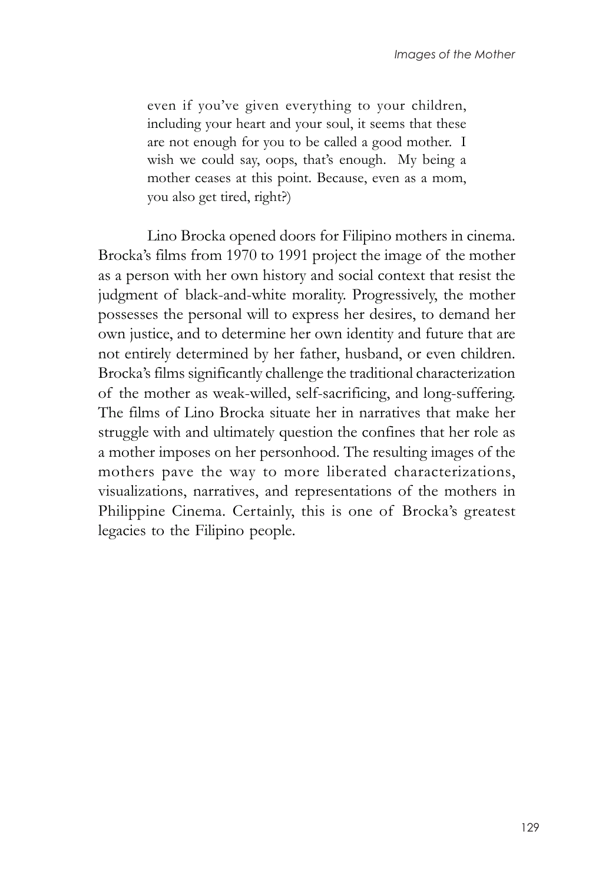> even if you've given everything to your children, including your heart and your soul, it seems that these are not enough for you to be called a good mother. I wish we could say, oops, that's enough. My being a mother ceases at this point. Because, even as a mom, you also get tired, right?)

Lino Brocka opened doors for Filipino mothers in cinema. Brocka's films from 1970 to 1991 project the image of the mother as a person with her own history and social context that resist the judgment of black-and-white morality. Progressively, the mother possesses the personal will to express her desires, to demand her own justice, and to determine her own identity and future that are not entirely determined by her father, husband, or even children. Brocka's films significantly challenge the traditional characterization of the mother as weak-willed, self-sacrificing, and long-suffering. The films of Lino Brocka situate her in narratives that make her struggle with and ultimately question the confines that her role as a mother imposes on her personhood. The resulting images of the mothers pave the way to more liberated characterizations, visualizations, narratives, and representations of the mothers in Philippine Cinema. Certainly, this is one of Brocka's greatest legacies to the Filipino people.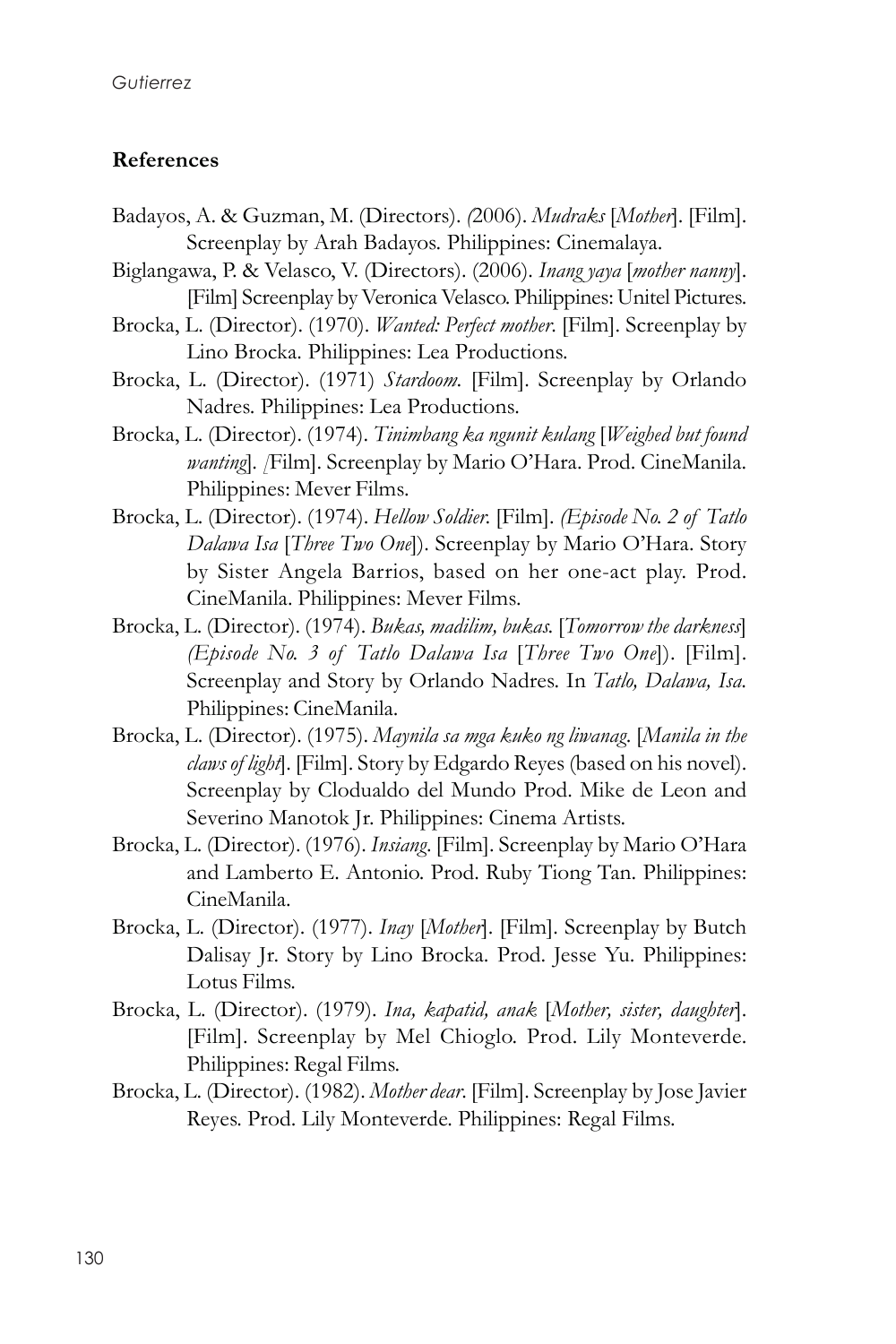## References

Badayos, A. & Guzman, M. (Directors). *(*2006). *Mudraks* [*Mother*]. [Film]. Screenplay by Arah Badayos. Philippines: Cinemalaya.

Biglangawa, P. & Velasco, V. (Directors). (2006). *Inang yaya* [*mother nanny*]. [Film] Screenplay by Veronica Velasco. Philippines: Unitel Pictures.

Brocka, L. (Director). (1970). *Wanted: Perfect mother*. [Film]. Screenplay by Lino Brocka. Philippines: Lea Productions.

Brocka, L. (Director). (1971) *Stardoom*. [Film]. Screenplay by Orlando Nadres. Philippines: Lea Productions.

Brocka, L. (Director). (1974). *Tinimbang ka ngunit kulang* [*Weighed but found wanting*]. *[*Film]. Screenplay by Mario O'Hara. Prod. CineManila. Philippines: Mever Films.

Brocka, L. (Director). (1974). *Hellow Soldier*. [Film]. *(Episode No. 2 of Tatlo Dalawa Isa* [*Three Two One*]). Screenplay by Mario O'Hara. Story by Sister Angela Barrios, based on her one-act play. Prod. CineManila. Philippines: Mever Films.

Brocka, L. (Director). (1974). *Bukas, madilim, bukas.* [*Tomorrow the darkness*] *(Episode No. 3 of Tatlo Dalawa Isa* [*Three Two One*]). [Film]. Screenplay and Story by Orlando Nadres. In *Tatlo, Dalawa, Isa.* Philippines: CineManila.

Brocka, L. (Director). (1975). *Maynila sa mga kuko ng liwanag.* [*Manila in the claws of light*]. [Film]. Story by Edgardo Reyes (based on his novel). Screenplay by Clodualdo del Mundo Prod. Mike de Leon and Severino Manotok Jr. Philippines: Cinema Artists.

Brocka, L. (Director). (1976). *Insiang.* [Film]. Screenplay by Mario O'Hara and Lamberto E. Antonio. Prod. Ruby Tiong Tan. Philippines: CineManila.

Brocka, L. (Director). (1977). *Inay* [*Mother*]. [Film]. Screenplay by Butch Dalisay Jr. Story by Lino Brocka. Prod. Jesse Yu. Philippines: Lotus Films.

Brocka, L. (Director). (1979). *Ina, kapatid, anak* [*Mother, sister, daughter*]. [Film]. Screenplay by Mel Chioglo. Prod. Lily Monteverde. Philippines: Regal Films.

Brocka, L. (Director). (1982). *Mother dear.* [Film]. Screenplay by Jose Javier Reyes. Prod. Lily Monteverde. Philippines: Regal Films.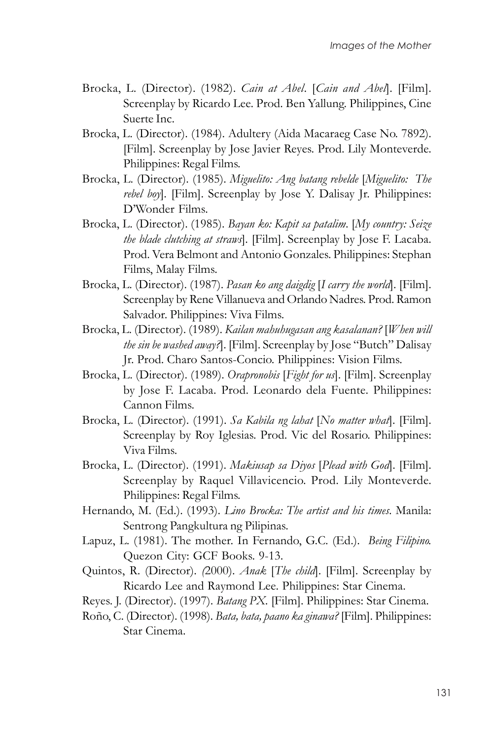Brocka, L. (Director). (1982). *Cain at Abel*. [*Cain and Abel*]. [Film]. Screenplay by Ricardo Lee. Prod. Ben Yallung. Philippines, Cine Suerte Inc.

Brocka, L. (Director). (1984). Adultery (Aida Macaraeg Case No. 7892). [Film]. Screenplay by Jose Javier Reyes. Prod. Lily Monteverde. Philippines: Regal Films.

Brocka, L. (Director). (1985). *Miguelito: Ang batang rebelde* [*Miguelito: The rebel boy*]. [Film]. Screenplay by Jose Y. Dalisay Jr. Philippines: D'Wonder Films.

Brocka, L. (Director). (1985). *Bayan ko: Kapit sa patalim*. [*My country: Seize the blade clutching at straws*]. [Film]. Screenplay by Jose F. Lacaba. Prod. Vera Belmont and Antonio Gonzales. Philippines: Stephan Films, Malay Films.

Brocka, L. (Director). (1987). *Pasan ko ang daigdig* [*I carry the world*]. [Film]. Screenplay by Rene Villanueva and Orlando Nadres. Prod. Ramon Salvador. Philippines: Viva Films.

Brocka, L. (Director). (1989). *Kailan mahuhugasan ang kasalanan?* [*When will the sin be washed away?*]. [Film]. Screenplay by Jose "Butch" Dalisay Jr. Prod. Charo Santos-Concio. Philippines: Vision Films.

Brocka, L. (Director). (1989). *Orapronobis* [*Fight for us*]. [Film]. Screenplay by Jose F. Lacaba. Prod. Leonardo dela Fuente. Philippines: Cannon Films.

Brocka, L. (Director). (1991). *Sa Kabila ng lahat* [*No matter what*]. [Film]. Screenplay by Roy Iglesias. Prod. Vic del Rosario. Philippines: Viva Films.

Brocka, L. (Director). (1991). *Makiusap sa Diyos* [*Plead with God*]. [Film]. Screenplay by Raquel Villavicencio. Prod. Lily Monteverde. Philippines: Regal Films.

Hernando, M. (Ed.). (1993). *Lino Brocka: The artist and his times*. Manila: Sentrong Pangkultura ng Pilipinas.

Lapuz, L. (1981). The mother. In Fernando, G.C. (Ed.). *Being Filipino.* Quezon City: GCF Books. 9-13.

Quintos, R. (Director). (2000). *Anak* [*The child*]. [Film]. Screenplay by Ricardo Lee and Raymond Lee. Philippines: Star Cinema.

Reyes. J. (Director). (1997). *Batang PX*. [Film]. Philippines: Star Cinema.

Roño, C. (Director). (1998). *Bata, bata, paano ka ginawa?* [Film]. Philippines: Star Cinema.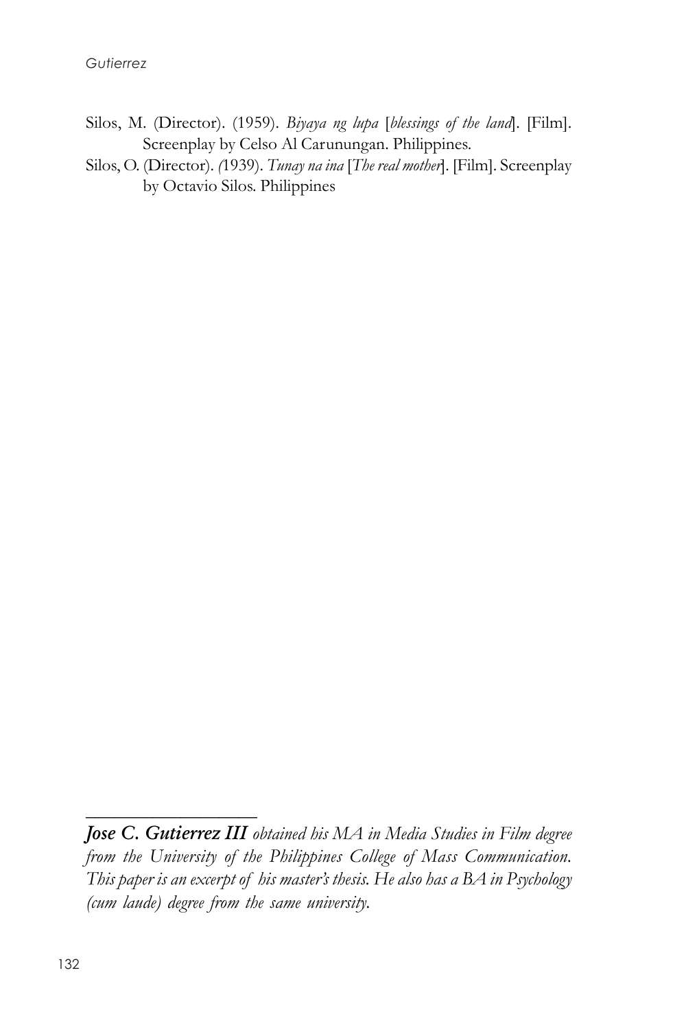Silos, M. (Director). (1959). *Biyaya ng lupa* [*blessings of the land*]. [Film]. Screenplay by Celso Al Carunungan. Philippines.

Silos, O. (Director). *(*1939). *Tunay na ina* [*The real mother*]. [Film]. Screenplay by Octavio Silos. Philippines

---

***Jose C. Gutierrez III*** *obtained his MA in Media Studies in Film degree from the University of the Philippines College of Mass Communication. This paper is an excerpt of his master's thesis. He also has a BA in Psychology (cum laude) degree from the same university.*